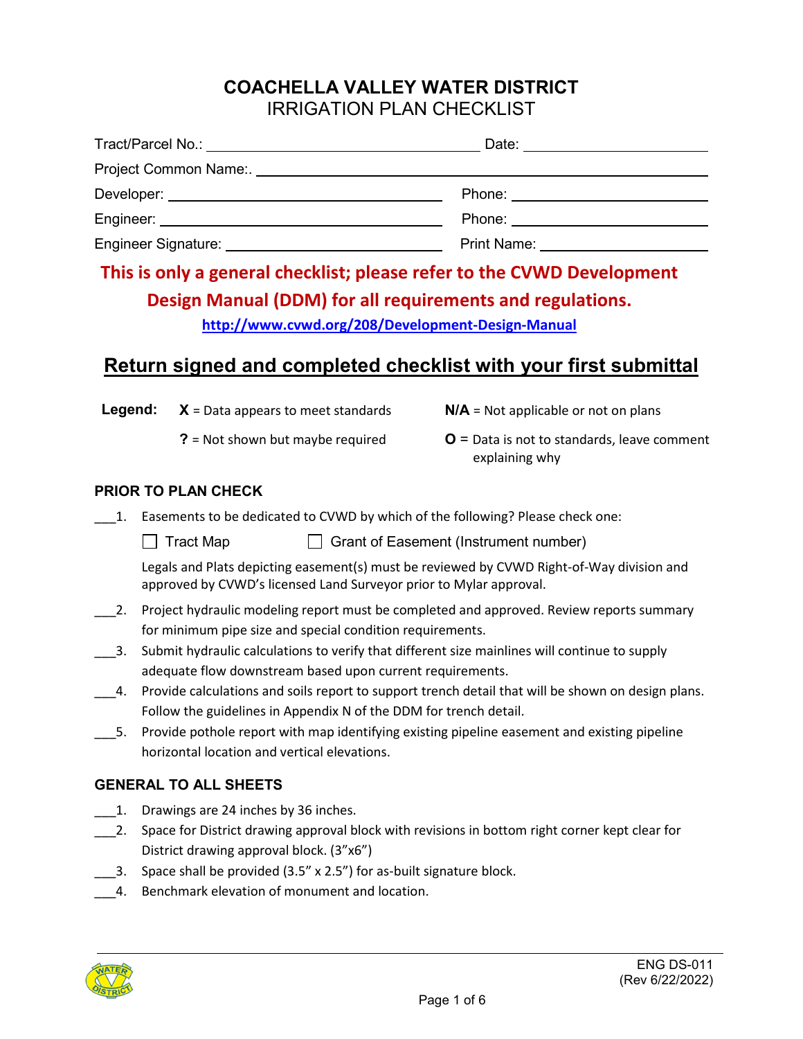# COACHELLA VALLEY WATER DISTRICT

## IRRIGATION PLAN CHECKLIST

Tract/Parcel No.: ______________________________ Date: ____________________

Project Common Name:. ________________________________________________

Developer: ______________________________ Phone: ____________________

Engineer: ______________________________ Phone: ____________________

Engineer Signature: ______________________________ Print Name: ____________________

**This is only a general checklist; please refer to the CVWD Development Design Manual (DDM) for all requirements and regulations.**

http://www.cvwd.org/208/Development-Design-Manual

## Return signed and completed checklist with your first submittal

**Legend:**

- **X** = Data appears to meet standards
- **N/A** = Not applicable or not on plans
- **?** = Not shown but maybe required
- **O** = Data is not to standards, leave comment explaining why

### PRIOR TO PLAN CHECK

___1. Easements to be dedicated to CVWD by which of the following? Please check one:

☐ Tract Map ☐ Grant of Easement (Instrument number)

Legals and Plats depicting easement(s) must be reviewed by CVWD Right-of-Way division and approved by CVWD's licensed Land Surveyor prior to Mylar approval.

___2. Project hydraulic modeling report must be completed and approved. Review reports summary for minimum pipe size and special condition requirements.

___3. Submit hydraulic calculations to verify that different size mainlines will continue to supply adequate flow downstream based upon current requirements.

___4. Provide calculations and soils report to support trench detail that will be shown on design plans. Follow the guidelines in Appendix N of the DDM for trench detail.

___5. Provide pothole report with map identifying existing pipeline easement and existing pipeline horizontal location and vertical elevations.

### GENERAL TO ALL SHEETS

___1. Drawings are 24 inches by 36 inches.

___2. Space for District drawing approval block with revisions in bottom right corner kept clear for District drawing approval block. (3"x6")

___3. Space shall be provided (3.5" x 2.5") for as-built signature block.

___4. Benchmark elevation of monument and location.

ENG DS-011
(Rev 6/22/2022)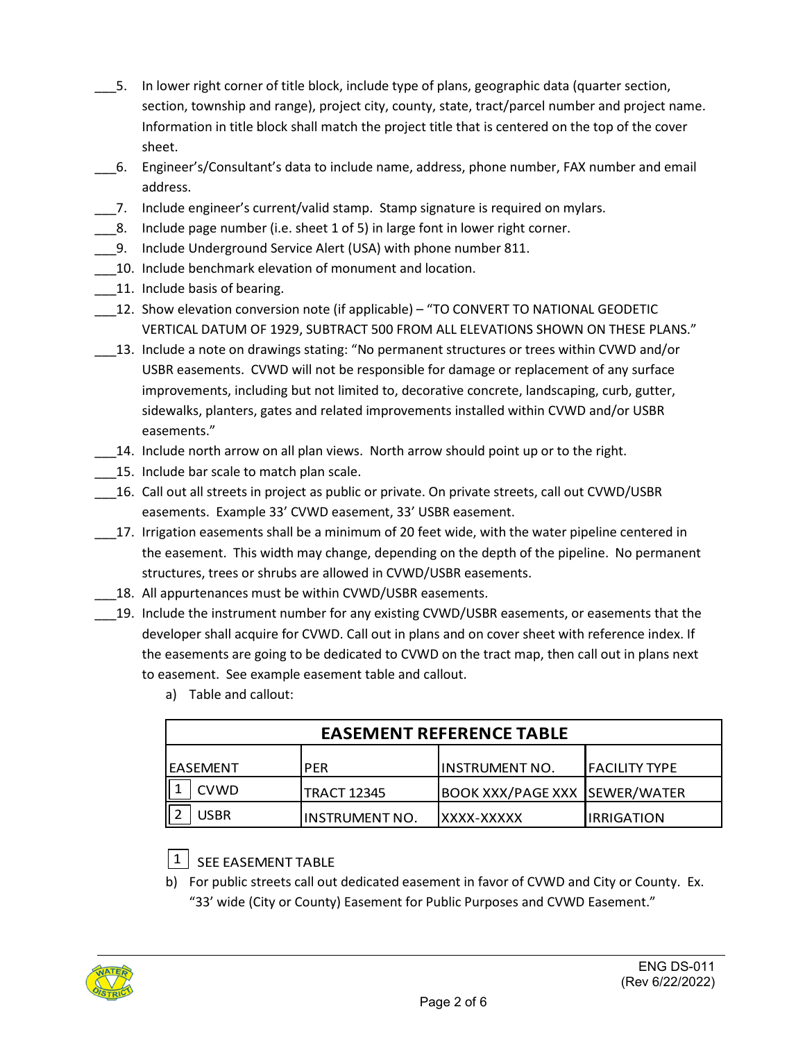___5. In lower right corner of title block, include type of plans, geographic data (quarter section, section, township and range), project city, county, state, tract/parcel number and project name. Information in title block shall match the project title that is centered on the top of the cover sheet.

___6. Engineer's/Consultant's data to include name, address, phone number, FAX number and email address.

___7. Include engineer's current/valid stamp. Stamp signature is required on mylars.

___8. Include page number (i.e. sheet 1 of 5) in large font in lower right corner.

___9. Include Underground Service Alert (USA) with phone number 811.

___10. Include benchmark elevation of monument and location.

___11. Include basis of bearing.

___12. Show elevation conversion note (if applicable) – "TO CONVERT TO NATIONAL GEODETIC VERTICAL DATUM OF 1929, SUBTRACT 500 FROM ALL ELEVATIONS SHOWN ON THESE PLANS."

___13. Include a note on drawings stating: "No permanent structures or trees within CVWD and/or USBR easements. CVWD will not be responsible for damage or replacement of any surface improvements, including but not limited to, decorative concrete, landscaping, curb, gutter, sidewalks, planters, gates and related improvements installed within CVWD and/or USBR easements."

___14. Include north arrow on all plan views. North arrow should point up or to the right.

___15. Include bar scale to match plan scale.

___16. Call out all streets in project as public or private. On private streets, call out CVWD/USBR easements. Example 33' CVWD easement, 33' USBR easement.

___17. Irrigation easements shall be a minimum of 20 feet wide, with the water pipeline centered in the easement. This width may change, depending on the depth of the pipeline. No permanent structures, trees or shrubs are allowed in CVWD/USBR easements.

___18. All appurtenances must be within CVWD/USBR easements.

___19. Include the instrument number for any existing CVWD/USBR easements, or easements that the developer shall acquire for CVWD. Call out in plans and on cover sheet with reference index. If the easements are going to be dedicated to CVWD on the tract map, then call out in plans next to easement. See example easement table and callout.

a) Table and callout:

| EASEMENT REFERENCE TABLE | | | |
|---|---|---|---|
| EASEMENT | PER | INSTRUMENT NO. | FACILITY TYPE |
| 1 CVWD | TRACT 12345 | BOOK XXX/PAGE XXX | SEWER/WATER |
| 2 USBR | INSTRUMENT NO. | XXXX-XXXXX | IRRIGATION |

1 SEE EASEMENT TABLE

b) For public streets call out dedicated easement in favor of CVWD and City or County. Ex. "33' wide (City or County) Easement for Public Purposes and CVWD Easement."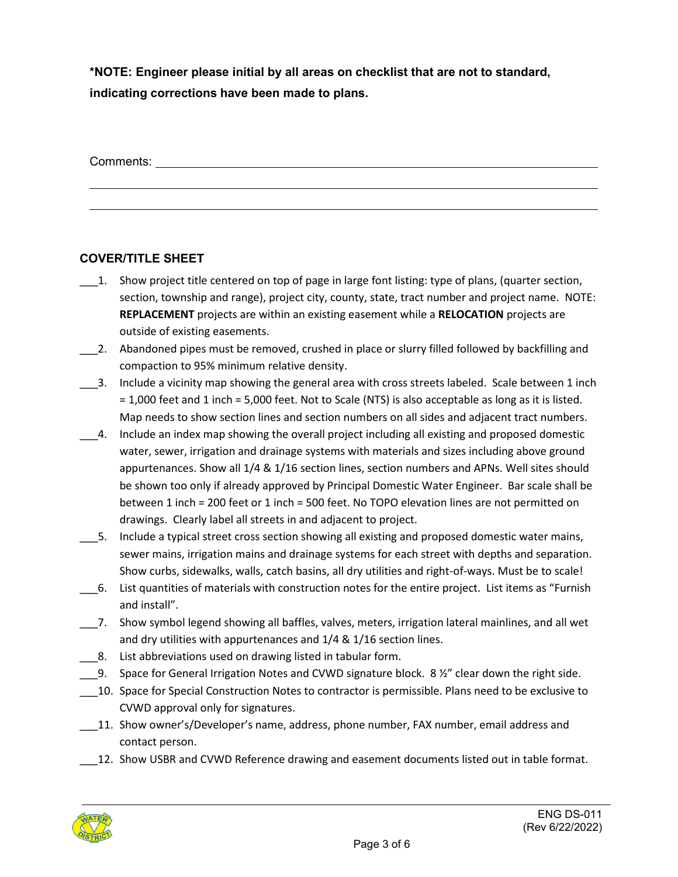**\*NOTE: Engineer please initial by all areas on checklist that are not to standard, indicating corrections have been made to plans.**

Comments: \_\_\_\_\_\_\_\_\_\_\_\_\_\_\_\_\_\_\_\_\_\_\_\_\_\_\_\_\_\_\_\_\_\_\_\_\_\_\_\_\_\_\_\_\_\_\_\_\_\_\_\_\_\_\_\_

\_\_\_\_\_\_\_\_\_\_\_\_\_\_\_\_\_\_\_\_\_\_\_\_\_\_\_\_\_\_\_\_\_\_\_\_\_\_\_\_\_\_\_\_\_\_\_\_\_\_\_\_\_\_\_\_\_\_\_\_\_\_\_\_

\_\_\_\_\_\_\_\_\_\_\_\_\_\_\_\_\_\_\_\_\_\_\_\_\_\_\_\_\_\_\_\_\_\_\_\_\_\_\_\_\_\_\_\_\_\_\_\_\_\_\_\_\_\_\_\_\_\_\_\_\_\_\_\_

## COVER/TITLE SHEET

\_\_\_1. Show project title centered on top of page in large font listing: type of plans, (quarter section, section, township and range), project city, county, state, tract number and project name. NOTE: **REPLACEMENT** projects are within an existing easement while a **RELOCATION** projects are outside of existing easements.

\_\_\_2. Abandoned pipes must be removed, crushed in place or slurry filled followed by backfilling and compaction to 95% minimum relative density.

\_\_\_3. Include a vicinity map showing the general area with cross streets labeled. Scale between 1 inch = 1,000 feet and 1 inch = 5,000 feet. Not to Scale (NTS) is also acceptable as long as it is listed. Map needs to show section lines and section numbers on all sides and adjacent tract numbers.

\_\_\_4. Include an index map showing the overall project including all existing and proposed domestic water, sewer, irrigation and drainage systems with materials and sizes including above ground appurtenances. Show all 1/4 & 1/16 section lines, section numbers and APNs. Well sites should be shown too only if already approved by Principal Domestic Water Engineer. Bar scale shall be between 1 inch = 200 feet or 1 inch = 500 feet. No TOPO elevation lines are not permitted on drawings. Clearly label all streets in and adjacent to project.

\_\_\_5. Include a typical street cross section showing all existing and proposed domestic water mains, sewer mains, irrigation mains and drainage systems for each street with depths and separation. Show curbs, sidewalks, walls, catch basins, all dry utilities and right-of-ways. Must be to scale!

\_\_\_6. List quantities of materials with construction notes for the entire project. List items as "Furnish and install".

\_\_\_7. Show symbol legend showing all baffles, valves, meters, irrigation lateral mainlines, and all wet and dry utilities with appurtenances and 1/4 & 1/16 section lines.

\_\_\_8. List abbreviations used on drawing listed in tabular form.

\_\_\_9. Space for General Irrigation Notes and CVWD signature block. 8 ½" clear down the right side.

\_\_\_10. Space for Special Construction Notes to contractor is permissible. Plans need to be exclusive to CVWD approval only for signatures.

\_\_\_11. Show owner's/Developer's name, address, phone number, FAX number, email address and contact person.

\_\_\_12. Show USBR and CVWD Reference drawing and easement documents listed out in table format.

ENG DS-011
(Rev 6/22/2022)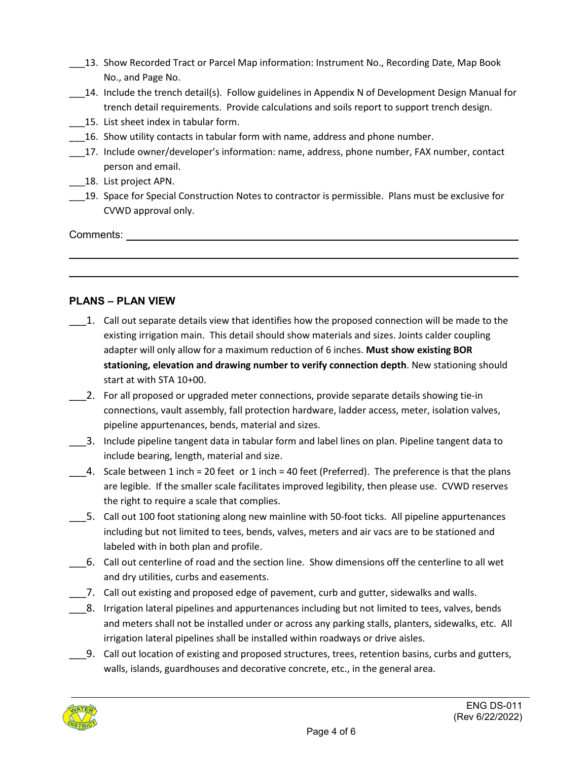___13. Show Recorded Tract or Parcel Map information: Instrument No., Recording Date, Map Book No., and Page No.

___14. Include the trench detail(s). Follow guidelines in Appendix N of Development Design Manual for trench detail requirements. Provide calculations and soils report to support trench design.

___15. List sheet index in tabular form.

___16. Show utility contacts in tabular form with name, address and phone number.

___17. Include owner/developer's information: name, address, phone number, FAX number, contact person and email.

___18. List project APN.

___19. Space for Special Construction Notes to contractor is permissible. Plans must be exclusive for CVWD approval only.

Comments: ______________________________________________________________

______________________________________________________________

______________________________________________________________

## PLANS – PLAN VIEW

___1. Call out separate details view that identifies how the proposed connection will be made to the existing irrigation main. This detail should show materials and sizes. Joints calder coupling adapter will only allow for a maximum reduction of 6 inches. **Must show existing BOR stationing, elevation and drawing number to verify connection depth**. New stationing should start at with STA 10+00.

___2. For all proposed or upgraded meter connections, provide separate details showing tie-in connections, vault assembly, fall protection hardware, ladder access, meter, isolation valves, pipeline appurtenances, bends, material and sizes.

___3. Include pipeline tangent data in tabular form and label lines on plan. Pipeline tangent data to include bearing, length, material and size.

___4. Scale between 1 inch = 20 feet or 1 inch = 40 feet (Preferred). The preference is that the plans are legible. If the smaller scale facilitates improved legibility, then please use. CVWD reserves the right to require a scale that complies.

___5. Call out 100 foot stationing along new mainline with 50-foot ticks. All pipeline appurtenances including but not limited to tees, bends, valves, meters and air vacs are to be stationed and labeled with in both plan and profile.

___6. Call out centerline of road and the section line. Show dimensions off the centerline to all wet and dry utilities, curbs and easements.

___7. Call out existing and proposed edge of pavement, curb and gutter, sidewalks and walls.

___8. Irrigation lateral pipelines and appurtenances including but not limited to tees, valves, bends and meters shall not be installed under or across any parking stalls, planters, sidewalks, etc. All irrigation lateral pipelines shall be installed within roadways or drive aisles.

___9. Call out location of existing and proposed structures, trees, retention basins, curbs and gutters, walls, islands, guardhouses and decorative concrete, etc., in the general area.

ENG DS-011 (Rev 6/22/2022)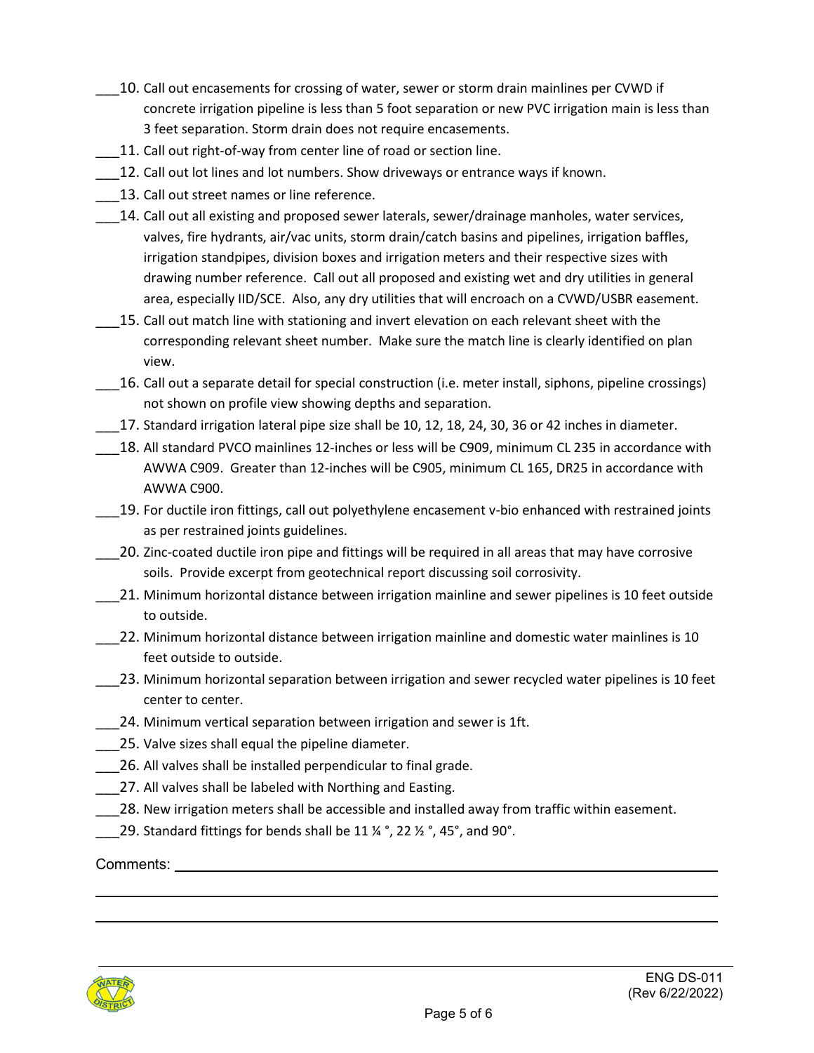___10. Call out encasements for crossing of water, sewer or storm drain mainlines per CVWD if concrete irrigation pipeline is less than 5 foot separation or new PVC irrigation main is less than 3 feet separation. Storm drain does not require encasements.

___11. Call out right-of-way from center line of road or section line.

___12. Call out lot lines and lot numbers. Show driveways or entrance ways if known.

___13. Call out street names or line reference.

___14. Call out all existing and proposed sewer laterals, sewer/drainage manholes, water services, valves, fire hydrants, air/vac units, storm drain/catch basins and pipelines, irrigation baffles, irrigation standpipes, division boxes and irrigation meters and their respective sizes with drawing number reference. Call out all proposed and existing wet and dry utilities in general area, especially IID/SCE. Also, any dry utilities that will encroach on a CVWD/USBR easement.

___15. Call out match line with stationing and invert elevation on each relevant sheet with the corresponding relevant sheet number. Make sure the match line is clearly identified on plan view.

___16. Call out a separate detail for special construction (i.e. meter install, siphons, pipeline crossings) not shown on profile view showing depths and separation.

___17. Standard irrigation lateral pipe size shall be 10, 12, 18, 24, 30, 36 or 42 inches in diameter.

___18. All standard PVCO mainlines 12-inches or less will be C909, minimum CL 235 in accordance with AWWA C909. Greater than 12-inches will be C905, minimum CL 165, DR25 in accordance with AWWA C900.

___19. For ductile iron fittings, call out polyethylene encasement v-bio enhanced with restrained joints as per restrained joints guidelines.

___20. Zinc-coated ductile iron pipe and fittings will be required in all areas that may have corrosive soils. Provide excerpt from geotechnical report discussing soil corrosivity.

___21. Minimum horizontal distance between irrigation mainline and sewer pipelines is 10 feet outside to outside.

___22. Minimum horizontal distance between irrigation mainline and domestic water mainlines is 10 feet outside to outside.

___23. Minimum horizontal separation between irrigation and sewer recycled water pipelines is 10 feet center to center.

___24. Minimum vertical separation between irrigation and sewer is 1ft.

___25. Valve sizes shall equal the pipeline diameter.

___26. All valves shall be installed perpendicular to final grade.

___27. All valves shall be labeled with Northing and Easting.

___28. New irrigation meters shall be accessible and installed away from traffic within easement.

___29. Standard fittings for bends shall be 11 ¼ °, 22 ½ °, 45°, and 90°.

Comments: ______________________________________________________________

______________________________________________________________________

______________________________________________________________________

ENG DS-011
(Rev 6/22/2022)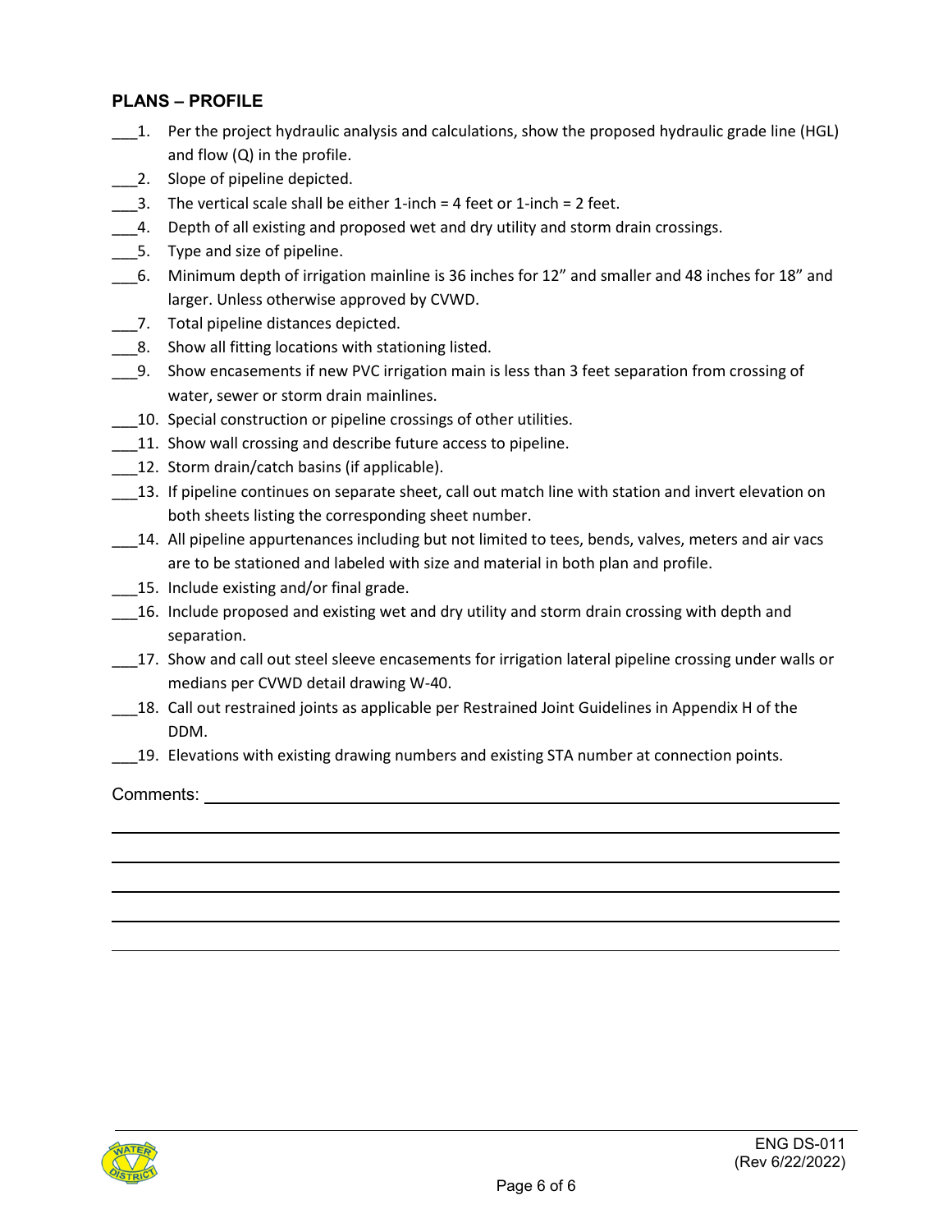## PLANS – PROFILE

___1. Per the project hydraulic analysis and calculations, show the proposed hydraulic grade line (HGL) and flow (Q) in the profile.

___2. Slope of pipeline depicted.

___3. The vertical scale shall be either 1-inch = 4 feet or 1-inch = 2 feet.

___4. Depth of all existing and proposed wet and dry utility and storm drain crossings.

___5. Type and size of pipeline.

___6. Minimum depth of irrigation mainline is 36 inches for 12" and smaller and 48 inches for 18" and larger. Unless otherwise approved by CVWD.

___7. Total pipeline distances depicted.

___8. Show all fitting locations with stationing listed.

___9. Show encasements if new PVC irrigation main is less than 3 feet separation from crossing of water, sewer or storm drain mainlines.

___10. Special construction or pipeline crossings of other utilities.

___11. Show wall crossing and describe future access to pipeline.

___12. Storm drain/catch basins (if applicable).

___13. If pipeline continues on separate sheet, call out match line with station and invert elevation on both sheets listing the corresponding sheet number.

___14. All pipeline appurtenances including but not limited to tees, bends, valves, meters and air vacs are to be stationed and labeled with size and material in both plan and profile.

___15. Include existing and/or final grade.

___16. Include proposed and existing wet and dry utility and storm drain crossing with depth and separation.

___17. Show and call out steel sleeve encasements for irrigation lateral pipeline crossing under walls or medians per CVWD detail drawing W-40.

___18. Call out restrained joints as applicable per Restrained Joint Guidelines in Appendix H of the DDM.

___19. Elevations with existing drawing numbers and existing STA number at connection points.

Comments: ____________________________________________________________

______________________________________________________________________

______________________________________________________________________

______________________________________________________________________

______________________________________________________________________

______________________________________________________________________

ENG DS-011
(Rev 6/22/2022)